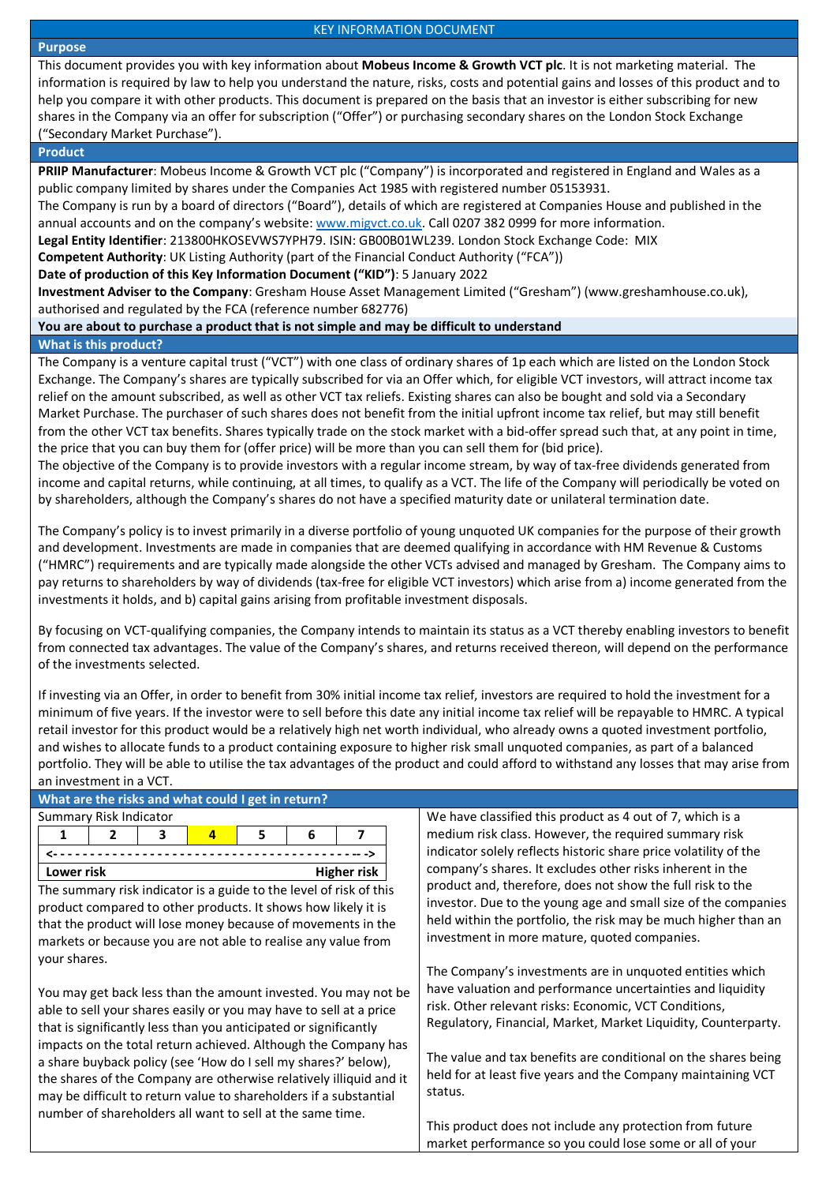# KEY INFORMATION DOCUMENT

## Purpose

This document provides you with key information about **Mobeus Income & Growth VCT plc**. It is not marketing material. The information is required by law to help you understand the nature, risks, costs and potential gains and losses of this product and to help you compare it with other products. This document is prepared on the basis that an investor is either subscribing for new shares in the Company via an offer for subscription ("Offer") or purchasing secondary shares on the London Stock Exchange ("Secondary Market Purchase").

## Product

**PRIIP Manufacturer**: Mobeus Income & Growth VCT plc ("Company") is incorporated and registered in England and Wales as a public company limited by shares under the Companies Act 1985 with registered number 05153931.
The Company is run by a board of directors ("Board"), details of which are registered at Companies House and published in the annual accounts and on the company's website: www.migvct.co.uk. Call 0207 382 0999 for more information.
**Legal Entity Identifier**: 213800HKOSEVWS7YPH79. ISIN: GB00B01WL239. London Stock Exchange Code: MIX
**Competent Authority**: UK Listing Authority (part of the Financial Conduct Authority ("FCA"))
**Date of production of this Key Information Document ("KID")**: 5 January 2022
**Investment Adviser to the Company**: Gresham House Asset Management Limited ("Gresham") (www.greshamhouse.co.uk), authorised and regulated by the FCA (reference number 682776)

**You are about to purchase a product that is not simple and may be difficult to understand**

## What is this product?

The Company is a venture capital trust ("VCT") with one class of ordinary shares of 1p each which are listed on the London Stock Exchange. The Company's shares are typically subscribed for via an Offer which, for eligible VCT investors, will attract income tax relief on the amount subscribed, as well as other VCT tax reliefs. Existing shares can also be bought and sold via a Secondary Market Purchase. The purchaser of such shares does not benefit from the initial upfront income tax relief, but may still benefit from the other VCT tax benefits. Shares typically trade on the stock market with a bid-offer spread such that, at any point in time, the price that you can buy them for (offer price) will be more than you can sell them for (bid price).
The objective of the Company is to provide investors with a regular income stream, by way of tax-free dividends generated from income and capital returns, while continuing, at all times, to qualify as a VCT. The life of the Company will periodically be voted on by shareholders, although the Company's shares do not have a specified maturity date or unilateral termination date.

The Company's policy is to invest primarily in a diverse portfolio of young unquoted UK companies for the purpose of their growth and development. Investments are made in companies that are deemed qualifying in accordance with HM Revenue & Customs ("HMRC") requirements and are typically made alongside the other VCTs advised and managed by Gresham. The Company aims to pay returns to shareholders by way of dividends (tax-free for eligible VCT investors) which arise from a) income generated from the investments it holds, and b) capital gains arising from profitable investment disposals.

By focusing on VCT-qualifying companies, the Company intends to maintain its status as a VCT thereby enabling investors to benefit from connected tax advantages. The value of the Company's shares, and returns received thereon, will depend on the performance of the investments selected.

If investing via an Offer, in order to benefit from 30% initial income tax relief, investors are required to hold the investment for a minimum of five years. If the investor were to sell before this date any initial income tax relief will be repayable to HMRC. A typical retail investor for this product would be a relatively high net worth individual, who already owns a quoted investment portfolio, and wishes to allocate funds to a product containing exposure to higher risk small unquoted companies, as part of a balanced portfolio. They will be able to utilise the tax advantages of the product and could afford to withstand any losses that may arise from an investment in a VCT.

## What are the risks and what could I get in return?

Summary Risk Indicator

| 1 | 2 | 3 | **4** | 5 | 6 | 7 |
|---|---|---|---|---|---|---|
| Lower risk | | | | | | Higher risk |

The summary risk indicator is a guide to the level of risk of this product compared to other products. It shows how likely it is that the product will lose money because of movements in the markets or because you are not able to realise any value from your shares.

You may get back less than the amount invested. You may not be able to sell your shares easily or you may have to sell at a price that is significantly less than you anticipated or significantly impacts on the total return achieved. Although the Company has a share buyback policy (see 'How do I sell my shares?' below), the shares of the Company are otherwise relatively illiquid and it may be difficult to return value to shareholders if a substantial number of shareholders all want to sell at the same time.

We have classified this product as 4 out of 7, which is a medium risk class. However, the required summary risk indicator solely reflects historic share price volatility of the company's shares. It excludes other risks inherent in the product and, therefore, does not show the full risk to the investor. Due to the young age and small size of the companies held within the portfolio, the risk may be much higher than an investment in more mature, quoted companies.

The Company's investments are in unquoted entities which have valuation and performance uncertainties and liquidity risk. Other relevant risks: Economic, VCT Conditions, Regulatory, Financial, Market, Market Liquidity, Counterparty.

The value and tax benefits are conditional on the shares being held for at least five years and the Company maintaining VCT status.

This product does not include any protection from future market performance so you could lose some or all of your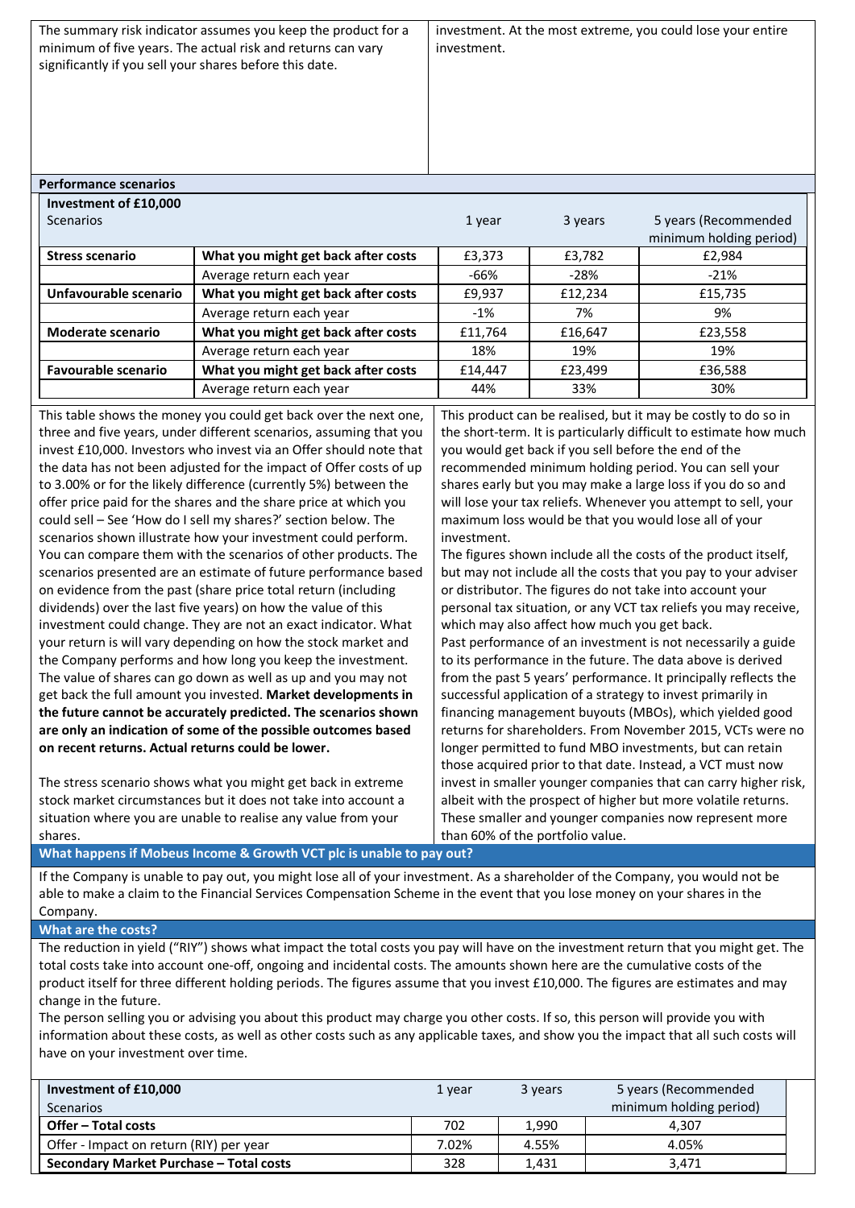The summary risk indicator assumes you keep the product for a minimum of five years. The actual risk and returns can vary significantly if you sell your shares before this date.

investment. At the most extreme, you could lose your entire investment.

## Performance scenarios

| Investment of £10,000 Scenarios | | 1 year | 3 years | 5 years (Recommended minimum holding period) |
|---|---|---|---|---|
| **Stress scenario** | **What you might get back after costs** | £3,373 | £3,782 | £2,984 |
| | Average return each year | -66% | -28% | -21% |
| **Unfavourable scenario** | **What you might get back after costs** | £9,937 | £12,234 | £15,735 |
| | Average return each year | -1% | 7% | 9% |
| **Moderate scenario** | **What you might get back after costs** | £11,764 | £16,647 | £23,558 |
| | Average return each year | 18% | 19% | 19% |
| **Favourable scenario** | **What you might get back after costs** | £14,447 | £23,499 | £36,588 |
| | Average return each year | 44% | 33% | 30% |

This table shows the money you could get back over the next one, three and five years, under different scenarios, assuming that you invest £10,000. Investors who invest via an Offer should note that the data has not been adjusted for the impact of Offer costs of up to 3.00% or for the likely difference (currently 5%) between the offer price paid for the shares and the share price at which you could sell – See 'How do I sell my shares?' section below. The scenarios shown illustrate how your investment could perform. You can compare them with the scenarios of other products. The scenarios presented are an estimate of future performance based on evidence from the past (share price total return (including dividends) over the last five years) on how the value of this investment could change. They are not an exact indicator. What your return is will vary depending on how the stock market and the Company performs and how long you keep the investment. The value of shares can go down as well as up and you may not get back the full amount you invested. **Market developments in the future cannot be accurately predicted. The scenarios shown are only an indication of some of the possible outcomes based on recent returns. Actual returns could be lower.**

The stress scenario shows what you might get back in extreme stock market circumstances but it does not take into account a situation where you are unable to realise any value from your shares.

This product can be realised, but it may be costly to do so in the short-term. It is particularly difficult to estimate how much you would get back if you sell before the end of the recommended minimum holding period. You can sell your shares early but you may make a large loss if you do so and will lose your tax reliefs. Whenever you attempt to sell, your maximum loss would be that you would lose all of your investment.

The figures shown include all the costs of the product itself, but may not include all the costs that you pay to your adviser or distributor. The figures do not take into account your personal tax situation, or any VCT tax reliefs you may receive, which may also affect how much you get back.

Past performance of an investment is not necessarily a guide to its performance in the future. The data above is derived from the past 5 years' performance. It principally reflects the successful application of a strategy to invest primarily in financing management buyouts (MBOs), which yielded good returns for shareholders. From November 2015, VCTs were no longer permitted to fund MBO investments, but can retain those acquired prior to that date. Instead, a VCT must now invest in smaller younger companies that can carry higher risk, albeit with the prospect of higher but more volatile returns. These smaller and younger companies now represent more than 60% of the portfolio value.

## What happens if Mobeus Income & Growth VCT plc is unable to pay out?

If the Company is unable to pay out, you might lose all of your investment. As a shareholder of the Company, you would not be able to make a claim to the Financial Services Compensation Scheme in the event that you lose money on your shares in the Company.

## What are the costs?

The reduction in yield ("RIY") shows what impact the total costs you pay will have on the investment return that you might get. The total costs take into account one-off, ongoing and incidental costs. The amounts shown here are the cumulative costs of the product itself for three different holding periods. The figures assume that you invest £10,000. The figures are estimates and may change in the future.

The person selling you or advising you about this product may charge you other costs. If so, this person will provide you with information about these costs, as well as other costs such as any applicable taxes, and show you the impact that all such costs will have on your investment over time.

| Investment of £10,000 Scenarios | 1 year | 3 years | 5 years (Recommended minimum holding period) |
|---|---|---|---|
| **Offer – Total costs** | 702 | 1,990 | 4,307 |
| Offer - Impact on return (RIY) per year | 7.02% | 4.55% | 4.05% |
| **Secondary Market Purchase – Total costs** | 328 | 1,431 | 3,471 |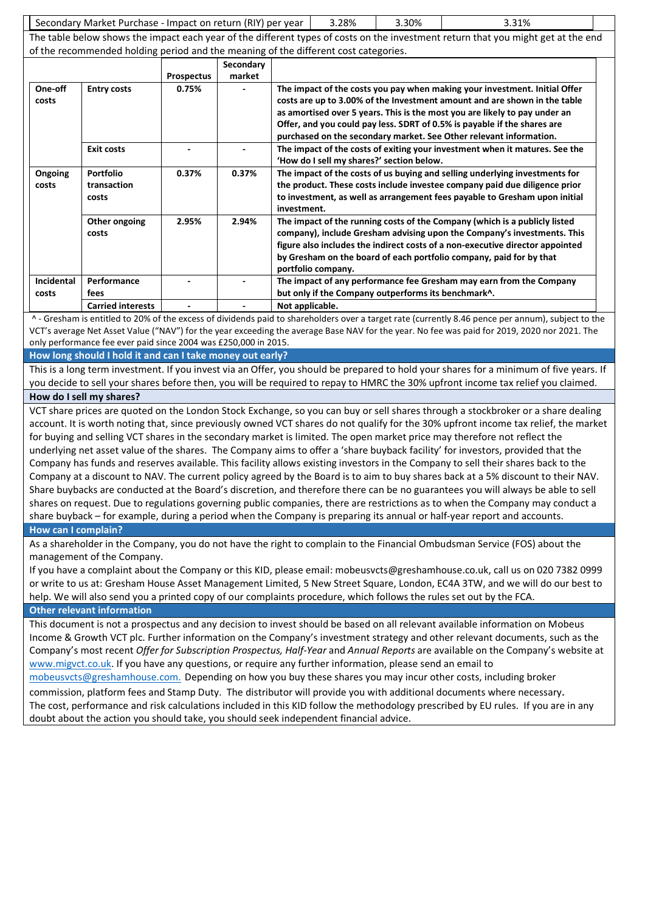| Secondary Market Purchase - Impact on return (RIY) per year | 3.28% | 3.30% | 3.31% |
|---|---|---|---|

The table below shows the impact each year of the different types of costs on the investment return that you might get at the end of the recommended holding period and the meaning of the different cost categories.

| | | Prospectus | Secondary market | |
|---|---|---|---|---|
| **One-off costs** | **Entry costs** | **0.75%** | **-** | **The impact of the costs you pay when making your investment. Initial Offer costs are up to 3.00% of the Investment amount and are shown in the table as amortised over 5 years. This is the most you are likely to pay under an Offer, and you could pay less. SDRT of 0.5% is payable if the shares are purchased on the secondary market. See Other relevant information.** |
| | **Exit costs** | **-** | **-** | **The impact of the costs of exiting your investment when it matures. See the 'How do I sell my shares?' section below.** |
| **Ongoing costs** | **Portfolio transaction costs** | **0.37%** | **0.37%** | **The impact of the costs of us buying and selling underlying investments for the product. These costs include investee company paid due diligence prior to investment, as well as arrangement fees payable to Gresham upon initial investment.** |
| | **Other ongoing costs** | **2.95%** | **2.94%** | **The impact of the running costs of the Company (which is a publicly listed company), include Gresham advising upon the Company's investments. This figure also includes the indirect costs of a non-executive director appointed by Gresham on the board of each portfolio company, paid for by that portfolio company.** |
| **Incidental costs** | **Performance fees** | **-** | **-** | **The impact of any performance fee Gresham may earn from the Company but only if the Company outperforms its benchmark^.** |
| | **Carried interests** | **-** | **-** | **Not applicable.** |

^ - Gresham is entitled to 20% of the excess of dividends paid to shareholders over a target rate (currently 8.46 pence per annum), subject to the VCT's average Net Asset Value ("NAV") for the year exceeding the average Base NAV for the year. No fee was paid for 2019, 2020 nor 2021. The only performance fee ever paid since 2004 was £250,000 in 2015.

## How long should I hold it and can I take money out early?

This is a long term investment. If you invest via an Offer, you should be prepared to hold your shares for a minimum of five years. If you decide to sell your shares before then, you will be required to repay to HMRC the 30% upfront income tax relief you claimed.

## How do I sell my shares?

VCT share prices are quoted on the London Stock Exchange, so you can buy or sell shares through a stockbroker or a share dealing account. It is worth noting that, since previously owned VCT shares do not qualify for the 30% upfront income tax relief, the market for buying and selling VCT shares in the secondary market is limited. The open market price may therefore not reflect the underlying net asset value of the shares. The Company aims to offer a 'share buyback facility' for investors, provided that the Company has funds and reserves available. This facility allows existing investors in the Company to sell their shares back to the Company at a discount to NAV. The current policy agreed by the Board is to aim to buy shares back at a 5% discount to their NAV. Share buybacks are conducted at the Board's discretion, and therefore there can be no guarantees you will always be able to sell shares on request. Due to regulations governing public companies, there are restrictions as to when the Company may conduct a share buyback – for example, during a period when the Company is preparing its annual or half-year report and accounts.

## How can I complain?

As a shareholder in the Company, you do not have the right to complain to the Financial Ombudsman Service (FOS) about the management of the Company.

If you have a complaint about the Company or this KID, please email: mobeusvcts@greshamhouse.co.uk, call us on 020 7382 0999 or write to us at: Gresham House Asset Management Limited, 5 New Street Square, London, EC4A 3TW, and we will do our best to help. We will also send you a printed copy of our complaints procedure, which follows the rules set out by the FCA.

## Other relevant information

This document is not a prospectus and any decision to invest should be based on all relevant available information on Mobeus Income & Growth VCT plc. Further information on the Company's investment strategy and other relevant documents, such as the Company's most recent *Offer for Subscription Prospectus, Half-Year* and *Annual Reports* are available on the Company's website at www.migvct.co.uk. If you have any questions, or require any further information, please send an email to mobeusvcts@greshamhouse.com. Depending on how you buy these shares you may incur other costs, including broker commission, platform fees and Stamp Duty. The distributor will provide you with additional documents where necessary.
The cost, performance and risk calculations included in this KID follow the methodology prescribed by EU rules. If you are in any doubt about the action you should take, you should seek independent financial advice.